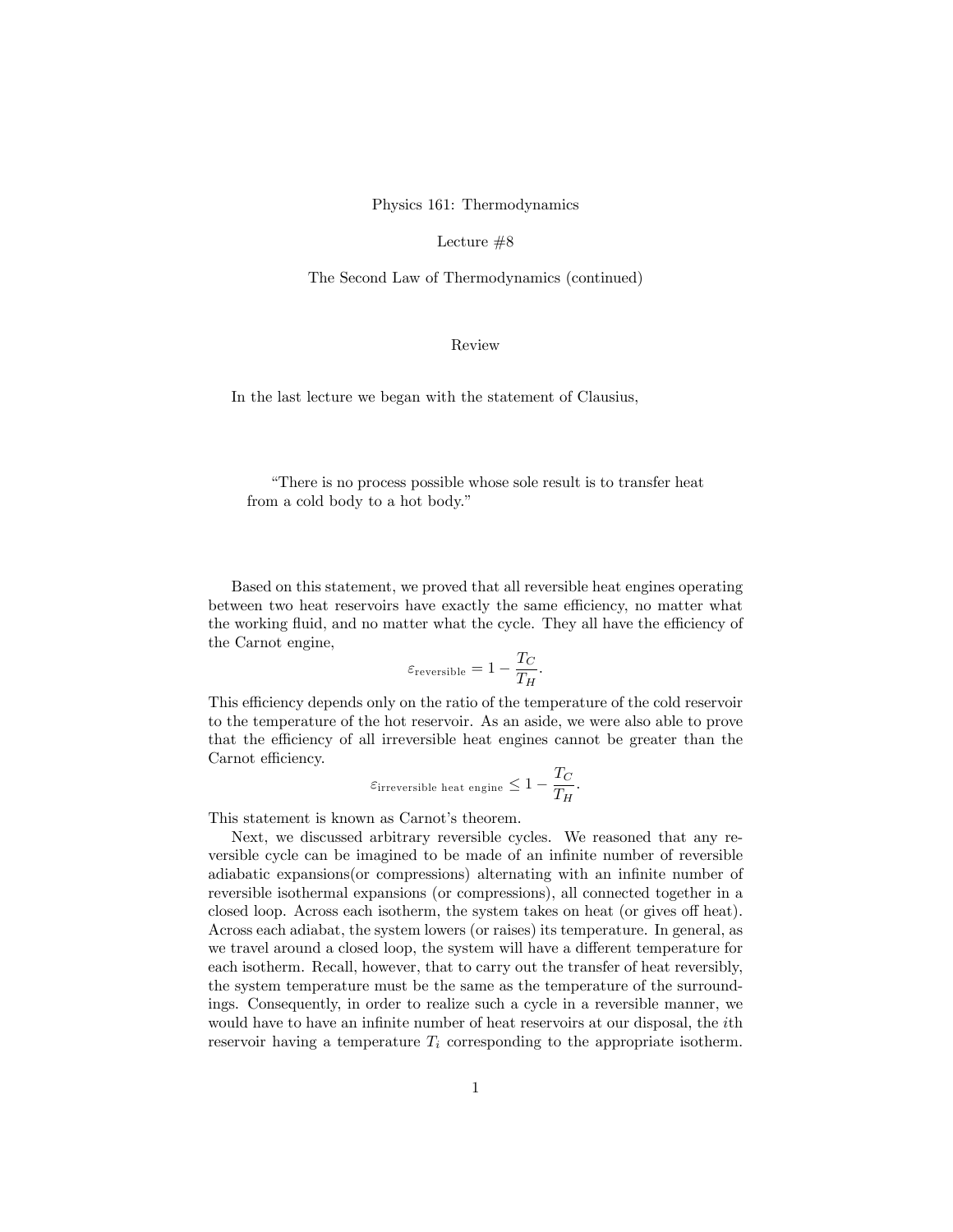# Physics 161: Thermodynamics

## Lecture #8

## The Second Law of Thermodynamics (continued)

### Review

In the last lecture we began with the statement of Clausius,

> "There is no process possible whose sole result is to transfer heat from a cold body to a hot body."

Based on this statement, we proved that all reversible heat engines operating between two heat reservoirs have exactly the same efficiency, no matter what the working fluid, and no matter what the cycle. They all have the efficiency of the Carnot engine,

$$\varepsilon_{\text{reversible}} = 1 - \frac{T_C}{T_H}.$$

This efficiency depends only on the ratio of the temperature of the cold reservoir to the temperature of the hot reservoir. As an aside, we were also able to prove that the efficiency of all irreversible heat engines cannot be greater than the Carnot efficiency.

$$\varepsilon_{\text{irreversible heat engine}} \leq 1 - \frac{T_C}{T_H}.$$

This statement is known as Carnot's theorem.

Next, we discussed arbitrary reversible cycles. We reasoned that any reversible cycle can be imagined to be made of an infinite number of reversible adiabatic expansions(or compressions) alternating with an infinite number of reversible isothermal expansions (or compressions), all connected together in a closed loop. Across each isotherm, the system takes on heat (or gives off heat). Across each adiabat, the system lowers (or raises) its temperature. In general, as we travel around a closed loop, the system will have a different temperature for each isotherm. Recall, however, that to carry out the transfer of heat reversibly, the system temperature must be the same as the temperature of the surroundings. Consequently, in order to realize such a cycle in a reversible manner, we would have to have an infinite number of heat reservoirs at our disposal, the $i$th reservoir having a temperature $T_i$ corresponding to the appropriate isotherm.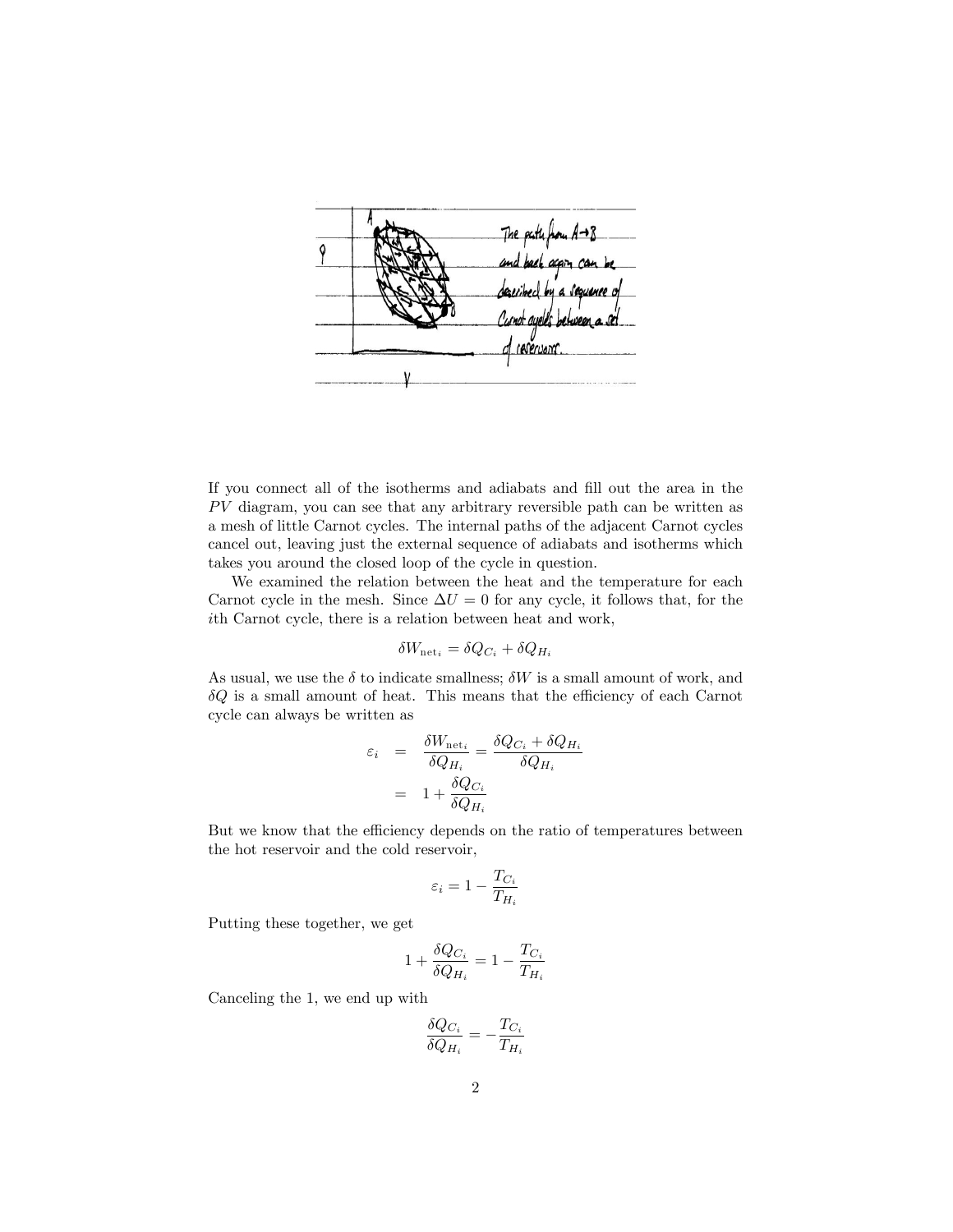The path from A→B and back again can be described by a sequence of Carnot cycles between a set of reservoirs.

If you connect all of the isotherms and adiabats and fill out the area in the $PV$ diagram, you can see that any arbitrary reversible path can be written as a mesh of little Carnot cycles. The internal paths of the adjacent Carnot cycles cancel out, leaving just the external sequence of adiabats and isotherms which takes you around the closed loop of the cycle in question.

We examined the relation between the heat and the temperature for each Carnot cycle in the mesh. Since $\Delta U = 0$ for any cycle, it follows that, for the $i$th Carnot cycle, there is a relation between heat and work,

$$\delta W_{\text{net}_i} = \delta Q_{C_i} + \delta Q_{H_i}$$

As usual, we use the $\delta$ to indicate smallness; $\delta W$ is a small amount of work, and $\delta Q$ is a small amount of heat. This means that the efficiency of each Carnot cycle can always be written as

$$\begin{aligned}
\varepsilon_i &= \frac{\delta W_{\text{net}_i}}{\delta Q_{H_i}} = \frac{\delta Q_{C_i} + \delta Q_{H_i}}{\delta Q_{H_i}} \\
&= 1 + \frac{\delta Q_{C_i}}{\delta Q_{H_i}}
\end{aligned}$$

But we know that the efficiency depends on the ratio of temperatures between the hot reservoir and the cold reservoir,

$$\varepsilon_i = 1 - \frac{T_{C_i}}{T_{H_i}}$$

Putting these together, we get

$$1 + \frac{\delta Q_{C_i}}{\delta Q_{H_i}} = 1 - \frac{T_{C_i}}{T_{H_i}}$$

Canceling the 1, we end up with

$$\frac{\delta Q_{C_i}}{\delta Q_{H_i}} = -\frac{T_{C_i}}{T_{H_i}}$$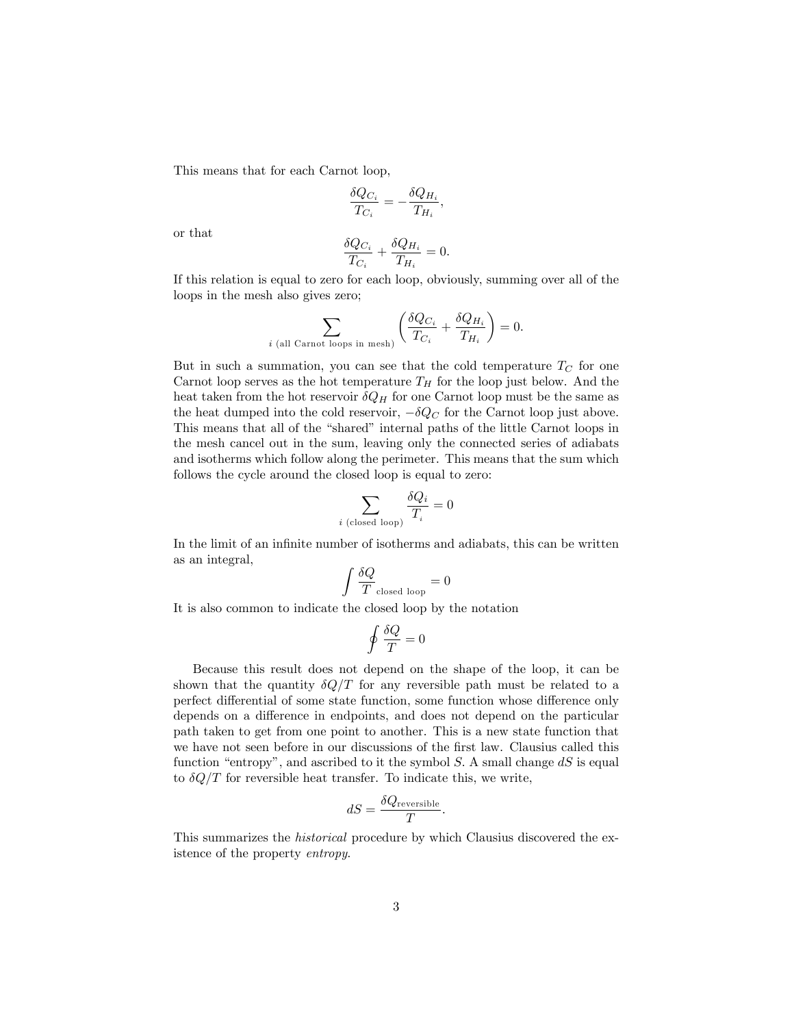This means that for each Carnot loop,

$$\frac{\delta Q_{C_i}}{T_{C_i}} = -\frac{\delta Q_{H_i}}{T_{H_i}},$$

or that

$$\frac{\delta Q_{C_i}}{T_{C_i}} + \frac{\delta Q_{H_i}}{T_{H_i}} = 0.$$

If this relation is equal to zero for each loop, obviously, summing over all of the loops in the mesh also gives zero;

$$\sum_{i \text{ (all Carnot loops in mesh)}} \left( \frac{\delta Q_{C_i}}{T_{C_i}} + \frac{\delta Q_{H_i}}{T_{H_i}} \right) = 0.$$

But in such a summation, you can see that the cold temperature $T_C$ for one Carnot loop serves as the hot temperature $T_H$ for the loop just below. And the heat taken from the hot reservoir $\delta Q_H$ for one Carnot loop must be the same as the heat dumped into the cold reservoir, $-\delta Q_C$ for the Carnot loop just above. This means that all of the "shared" internal paths of the little Carnot loops in the mesh cancel out in the sum, leaving only the connected series of adiabats and isotherms which follow along the perimeter. This means that the sum which follows the cycle around the closed loop is equal to zero:

$$\sum_{i \text{ (closed loop)}} \frac{\delta Q_i}{T_i} = 0$$

In the limit of an infinite number of isotherms and adiabats, this can be written as an integral,

$$\int \frac{\delta Q}{T}_{\text{closed loop}} = 0$$

It is also common to indicate the closed loop by the notation

$$\oint \frac{\delta Q}{T} = 0$$

Because this result does not depend on the shape of the loop, it can be shown that the quantity $\delta Q/T$ for any reversible path must be related to a perfect differential of some state function, some function whose difference only depends on a difference in endpoints, and does not depend on the particular path taken to get from one point to another. This is a new state function that we have not seen before in our discussions of the first law. Clausius called this function "entropy", and ascribed to it the symbol $S$. A small change $dS$ is equal to $\delta Q/T$ for reversible heat transfer. To indicate this, we write,

$$dS = \frac{\delta Q_{\text{reversible}}}{T}.$$

This summarizes the *historical* procedure by which Clausius discovered the existence of the property *entropy*.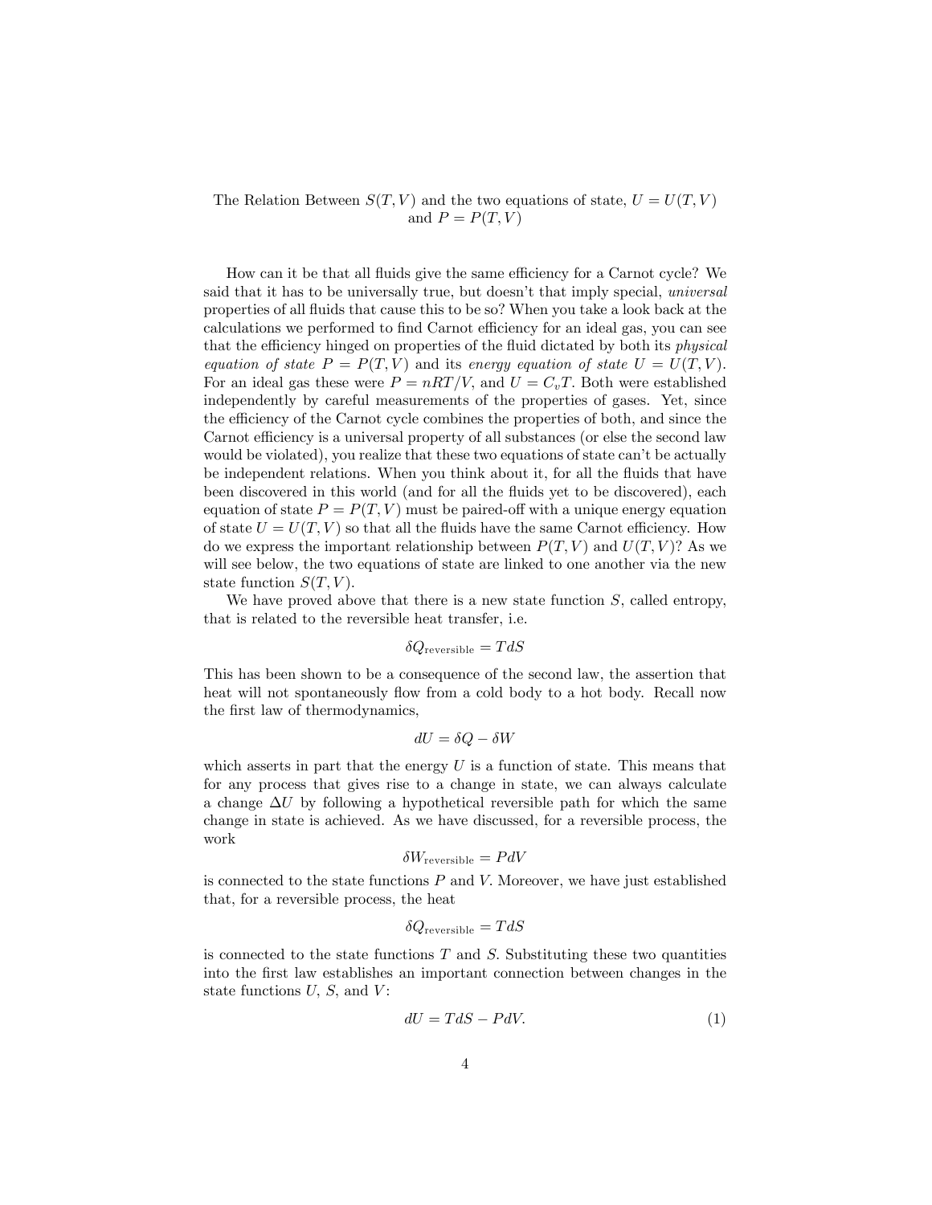# The Relation Between $S(T, V)$ and the two equations of state, $U = U(T, V)$ and $P = P(T, V)$

How can it be that all fluids give the same efficiency for a Carnot cycle? We said that it has to be universally true, but doesn't that imply special, *universal* properties of all fluids that cause this to be so? When you take a look back at the calculations we performed to find Carnot efficiency for an ideal gas, you can see that the efficiency hinged on properties of the fluid dictated by both its *physical equation of state* $P = P(T, V)$ and its *energy equation of state* $U = U(T, V)$. For an ideal gas these were $P = nRT/V$, and $U = C_v T$. Both were established independently by careful measurements of the properties of gases. Yet, since the efficiency of the Carnot cycle combines the properties of both, and since the Carnot efficiency is a universal property of all substances (or else the second law would be violated), you realize that these two equations of state can't be actually be independent relations. When you think about it, for all the fluids that have been discovered in this world (and for all the fluids yet to be discovered), each equation of state $P = P(T, V)$ must be paired-off with a unique energy equation of state $U = U(T, V)$ so that all the fluids have the same Carnot efficiency. How do we express the important relationship between $P(T, V)$ and $U(T, V)$? As we will see below, the two equations of state are linked to one another via the new state function $S(T, V)$.

We have proved above that there is a new state function $S$, called entropy, that is related to the reversible heat transfer, i.e.

$$\delta Q_{\text{reversible}} = TdS$$

This has been shown to be a consequence of the second law, the assertion that heat will not spontaneously flow from a cold body to a hot body. Recall now the first law of thermodynamics,

$$dU = \delta Q - \delta W$$

which asserts in part that the energy $U$ is a function of state. This means that for any process that gives rise to a change in state, we can always calculate a change $\Delta U$ by following a hypothetical reversible path for which the same change in state is achieved. As we have discussed, for a reversible process, the work

$$\delta W_{\text{reversible}} = PdV$$

is connected to the state functions $P$ and $V$. Moreover, we have just established that, for a reversible process, the heat

$$\delta Q_{\text{reversible}} = TdS$$

is connected to the state functions $T$ and $S$. Substituting these two quantities into the first law establishes an important connection between changes in the state functions $U$, $S$, and $V$:

$$dU = TdS - PdV. \tag{1}$$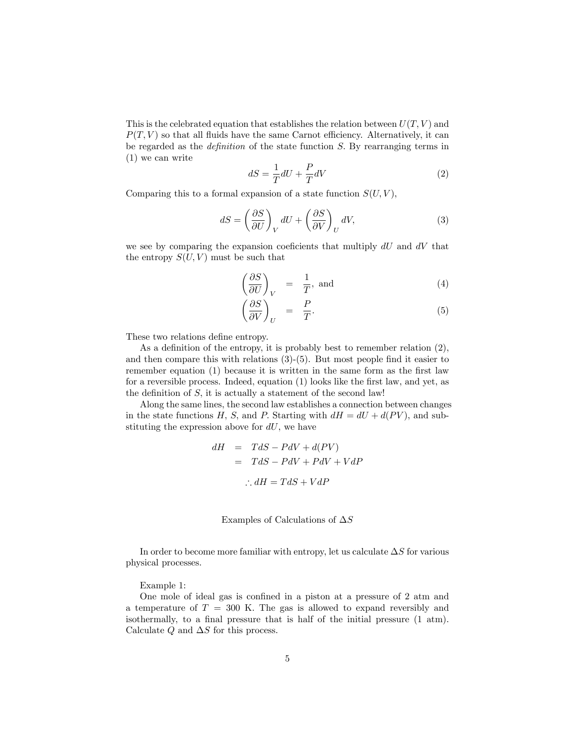This is the celebrated equation that establishes the relation between $U(T, V)$ and $P(T, V)$ so that all fluids have the same Carnot efficiency. Alternatively, it can be regarded as the *definition* of the state function $S$. By rearranging terms in (1) we can write

$$dS = \frac{1}{T}dU + \frac{P}{T}dV \tag{2}$$

Comparing this to a formal expansion of a state function $S(U, V)$,

$$dS = \left(\frac{\partial S}{\partial U}\right)_V dU + \left(\frac{\partial S}{\partial V}\right)_U dV, \tag{3}$$

we see by comparing the expansion coeficients that multiply $dU$ and $dV$ that the entropy $S(U, V)$ must be such that

$$\left(\frac{\partial S}{\partial U}\right)_V = \frac{1}{T}, \text{ and} \tag{4}$$

$$\left(\frac{\partial S}{\partial V}\right)_U = \frac{P}{T}. \tag{5}$$

These two relations define entropy.

As a definition of the entropy, it is probably best to remember relation (2), and then compare this with relations (3)-(5). But most people find it easier to remember equation (1) because it is written in the same form as the first law for a reversible process. Indeed, equation (1) looks like the first law, and yet, as the definition of $S$, it is actually a statement of the second law!

Along the same lines, the second law establishes a connection between changes in the state functions $H$, $S$, and $P$. Starting with $dH = dU + d(PV)$, and substituting the expression above for $dU$, we have

$$\begin{aligned} dH &= TdS - PdV + d(PV) \\ &= TdS - PdV + PdV + VdP \end{aligned}$$

$$\therefore dH = TdS + VdP$$

## Examples of Calculations of $\Delta S$

In order to become more familiar with entropy, let us calculate $\Delta S$ for various physical processes.

Example 1:

One mole of ideal gas is confined in a piston at a pressure of 2 atm and a temperature of $T = 300$ K. The gas is allowed to expand reversibly and isothermally, to a final pressure that is half of the initial pressure (1 atm). Calculate $Q$ and $\Delta S$ for this process.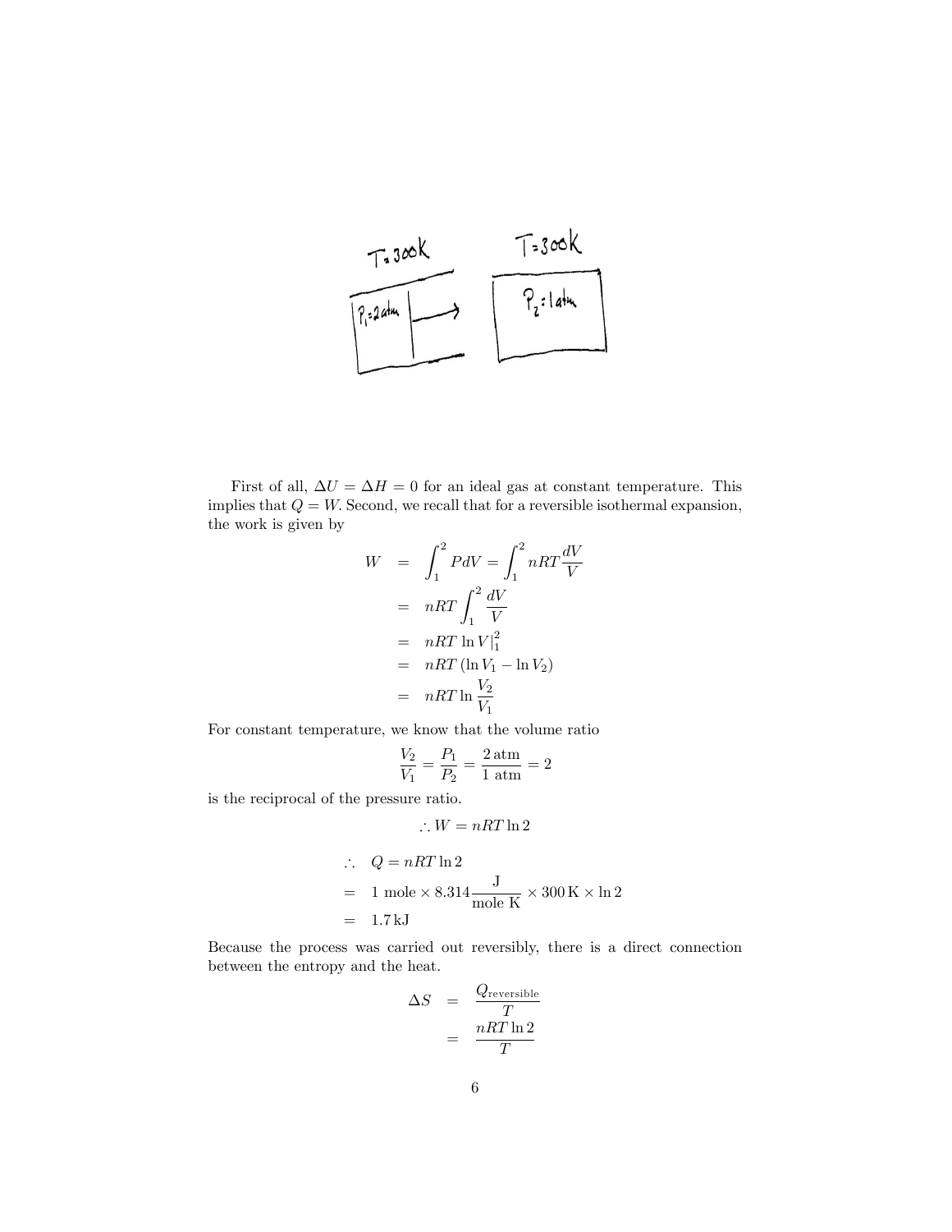First of all, $\Delta U = \Delta H = 0$ for an ideal gas at constant temperature. This implies that $Q = W$. Second, we recall that for a reversible isothermal expansion, the work is given by

$$
\begin{aligned}
W &= \int_1^2 P dV = \int_1^2 nRT \frac{dV}{V} \\
&= nRT \int_1^2 \frac{dV}{V} \\
&= nRT \ln V|_1^2 \\
&= nRT (\ln V_1 - \ln V_2) \\
&= nRT \ln \frac{V_2}{V_1}
\end{aligned}
$$

For constant temperature, we know that the volume ratio

$$
\frac{V_2}{V_1} = \frac{P_1}{P_2} = \frac{2\,\text{atm}}{1\ \text{atm}} = 2
$$

is the reciprocal of the pressure ratio.

$$
\therefore W = nRT \ln 2
$$

$$
\begin{aligned}
\therefore \quad & Q = nRT \ln 2 \\
= \quad & 1 \text{ mole} \times 8.314 \frac{\text{J}}{\text{mole K}} \times 300\,\text{K} \times \ln 2 \\
= \quad & 1.7\,\text{kJ}
\end{aligned}
$$

Because the process was carried out reversibly, there is a direct connection between the entropy and the heat.

$$
\begin{aligned}
\Delta S &= \frac{Q_{\text{reversible}}}{T} \\
&= \frac{nRT \ln 2}{T}
\end{aligned}
$$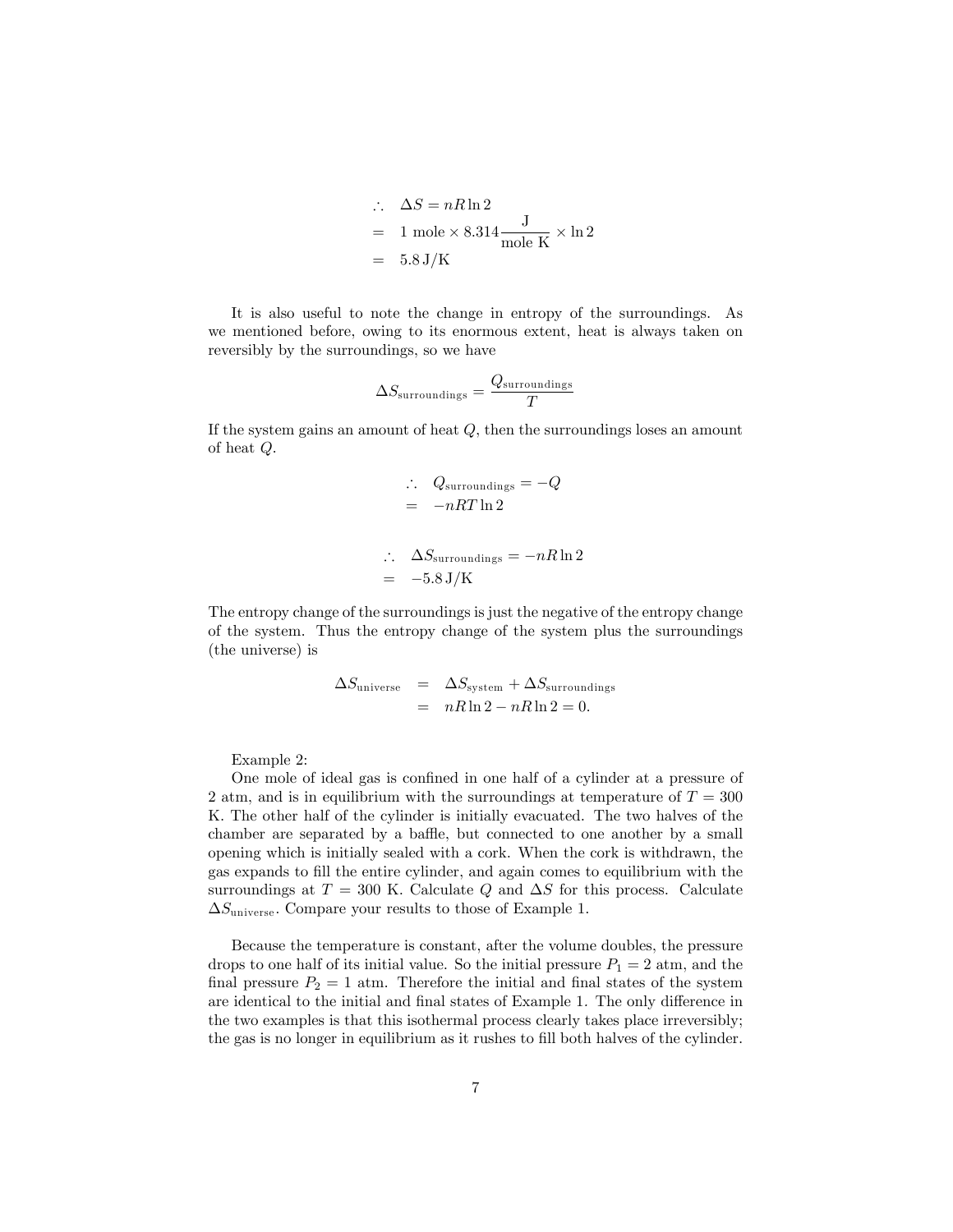$$
\begin{aligned}
\therefore \quad & \Delta S = nR\ln 2 \\
= \quad & 1 \text{ mole} \times 8.314 \frac{\text{J}}{\text{mole K}} \times \ln 2 \\
= \quad & 5.8\,\text{J/K}
\end{aligned}
$$

It is also useful to note the change in entropy of the surroundings. As we mentioned before, owing to its enormous extent, heat is always taken on reversibly by the surroundings, so we have

$$
\Delta S_{\text{surroundings}} = \frac{Q_{\text{surroundings}}}{T}
$$

If the system gains an amount of heat $Q$, then the surroundings loses an amount of heat $Q$.

$$
\begin{aligned}
\therefore \quad & Q_{\text{surroundings}} = -Q \\
= \quad & -nRT\ln 2
\end{aligned}
$$

$$
\begin{aligned}
\therefore \quad & \Delta S_{\text{surroundings}} = -nR\ln 2 \\
= \quad & -5.8\,\text{J/K}
\end{aligned}
$$

The entropy change of the surroundings is just the negative of the entropy change of the system. Thus the entropy change of the system plus the surroundings (the universe) is

$$
\begin{aligned}
\Delta S_{\text{universe}} &= \Delta S_{\text{system}} + \Delta S_{\text{surroundings}} \\
&= nR\ln 2 - nR\ln 2 = 0.
\end{aligned}
$$

Example 2:

One mole of ideal gas is confined in one half of a cylinder at a pressure of 2 atm, and is in equilibrium with the surroundings at temperature of $T = 300$ K. The other half of the cylinder is initially evacuated. The two halves of the chamber are separated by a baffle, but connected to one another by a small opening which is initially sealed with a cork. When the cork is withdrawn, the gas expands to fill the entire cylinder, and again comes to equilibrium with the surroundings at $T = 300$ K. Calculate $Q$ and $\Delta S$ for this process. Calculate $\Delta S_{\text{universe}}$. Compare your results to those of Example 1.

Because the temperature is constant, after the volume doubles, the pressure drops to one half of its initial value. So the initial pressure $P_1 = 2$ atm, and the final pressure $P_2 = 1$ atm. Therefore the initial and final states of the system are identical to the initial and final states of Example 1. The only difference in the two examples is that this isothermal process clearly takes place irreversibly; the gas is no longer in equilibrium as it rushes to fill both halves of the cylinder.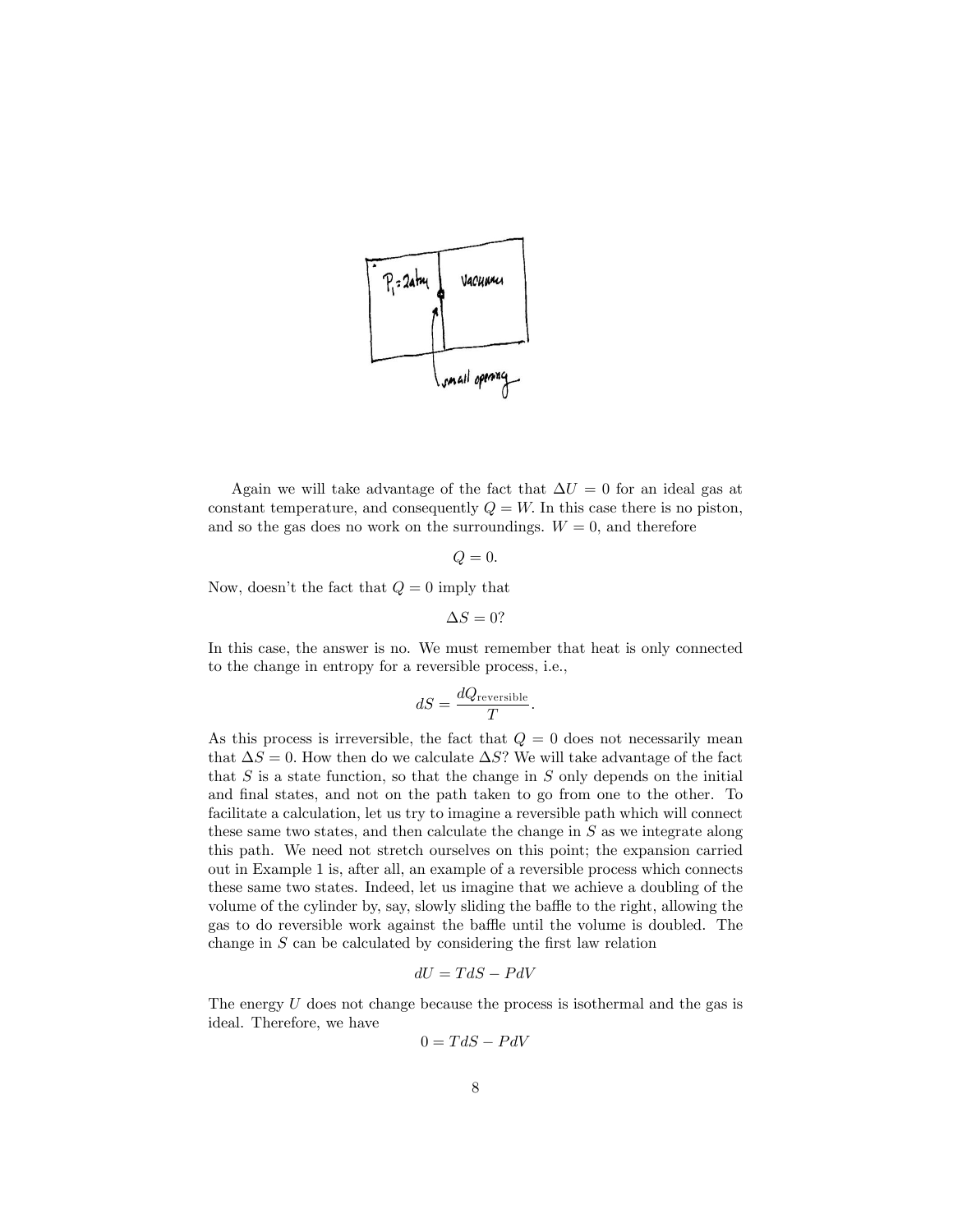Again we will take advantage of the fact that $\Delta U = 0$ for an ideal gas at constant temperature, and consequently $Q = W$. In this case there is no piston, and so the gas does no work on the surroundings. $W = 0$, and therefore

$$Q = 0.$$

Now, doesn't the fact that $Q = 0$ imply that

$$\Delta S = 0?$$

In this case, the answer is no. We must remember that heat is only connected to the change in entropy for a reversible process, i.e.,

$$dS = \frac{dQ_{\text{reversible}}}{T}.$$

As this process is irreversible, the fact that $Q = 0$ does not necessarily mean that $\Delta S = 0$. How then do we calculate $\Delta S$? We will take advantage of the fact that $S$ is a state function, so that the change in $S$ only depends on the initial and final states, and not on the path taken to go from one to the other. To facilitate a calculation, let us try to imagine a reversible path which will connect these same two states, and then calculate the change in $S$ as we integrate along this path. We need not stretch ourselves on this point; the expansion carried out in Example 1 is, after all, an example of a reversible process which connects these same two states. Indeed, let us imagine that we achieve a doubling of the volume of the cylinder by, say, slowly sliding the baffle to the right, allowing the gas to do reversible work against the baffle until the volume is doubled. The change in $S$ can be calculated by considering the first law relation

$$dU = TdS - PdV$$

The energy $U$ does not change because the process is isothermal and the gas is ideal. Therefore, we have

$$0 = TdS - PdV$$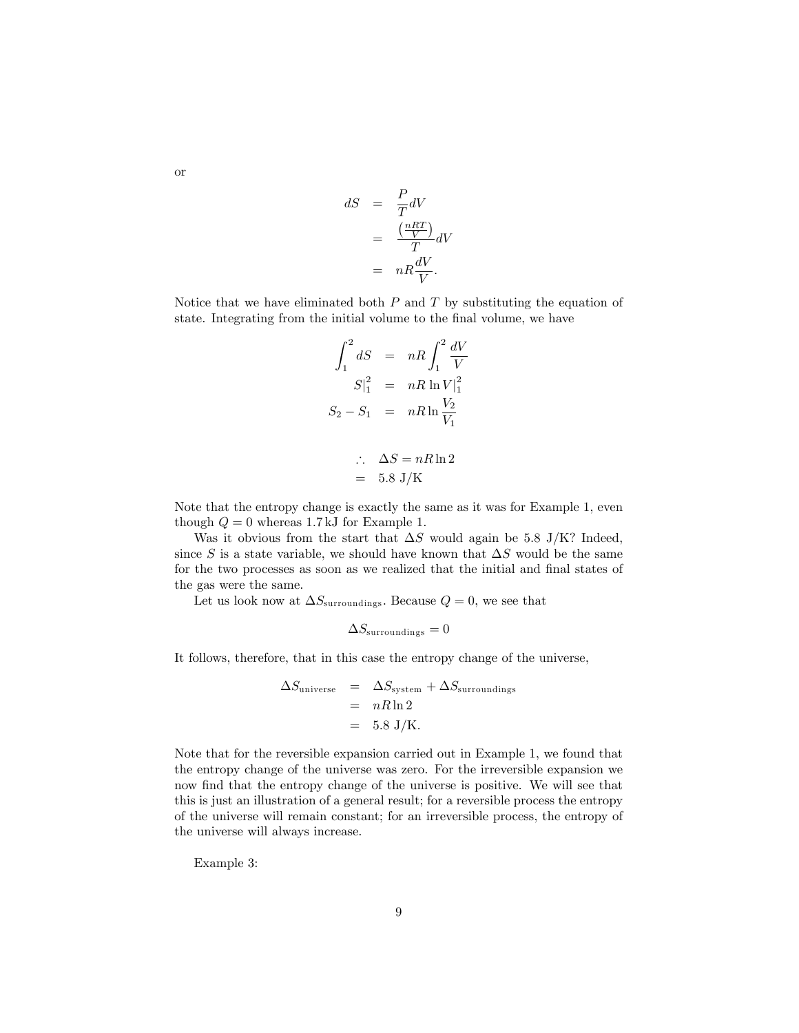or

$$
\begin{aligned}
dS &= \frac{P}{T} dV \\
&= \frac{\left(\frac{nRT}{V}\right)}{T} dV \\
&= nR \frac{dV}{V}.
\end{aligned}
$$

Notice that we have eliminated both $P$ and $T$ by substituting the equation of state. Integrating from the initial volume to the final volume, we have

$$
\begin{aligned}
\int_1^2 dS &= nR \int_1^2 \frac{dV}{V} \\
S|_1^2 &= nR \ln V|_1^2 \\
S_2 - S_1 &= nR \ln \frac{V_2}{V_1}
\end{aligned}
$$

$$
\begin{aligned}
\therefore \quad \Delta S &= nR \ln 2 \\
&= 5.8 \text{ J/K}
\end{aligned}
$$

Note that the entropy change is exactly the same as it was for Example 1, even though $Q = 0$ whereas 1.7 kJ for Example 1.

Was it obvious from the start that $\Delta S$ would again be 5.8 J/K? Indeed, since $S$ is a state variable, we should have known that $\Delta S$ would be the same for the two processes as soon as we realized that the initial and final states of the gas were the same.

Let us look now at $\Delta S_{\text{surroundings}}$. Because $Q = 0$, we see that

$$
\Delta S_{\text{surroundings}} = 0
$$

It follows, therefore, that in this case the entropy change of the universe,

$$
\begin{aligned}
\Delta S_{\text{universe}} &= \Delta S_{\text{system}} + \Delta S_{\text{surroundings}} \\
&= nR \ln 2 \\
&= 5.8 \text{ J/K}.
\end{aligned}
$$

Note that for the reversible expansion carried out in Example 1, we found that the entropy change of the universe was zero. For the irreversible expansion we now find that the entropy change of the universe is positive. We will see that this is just an illustration of a general result; for a reversible process the entropy of the universe will remain constant; for an irreversible process, the entropy of the universe will always increase.

Example 3: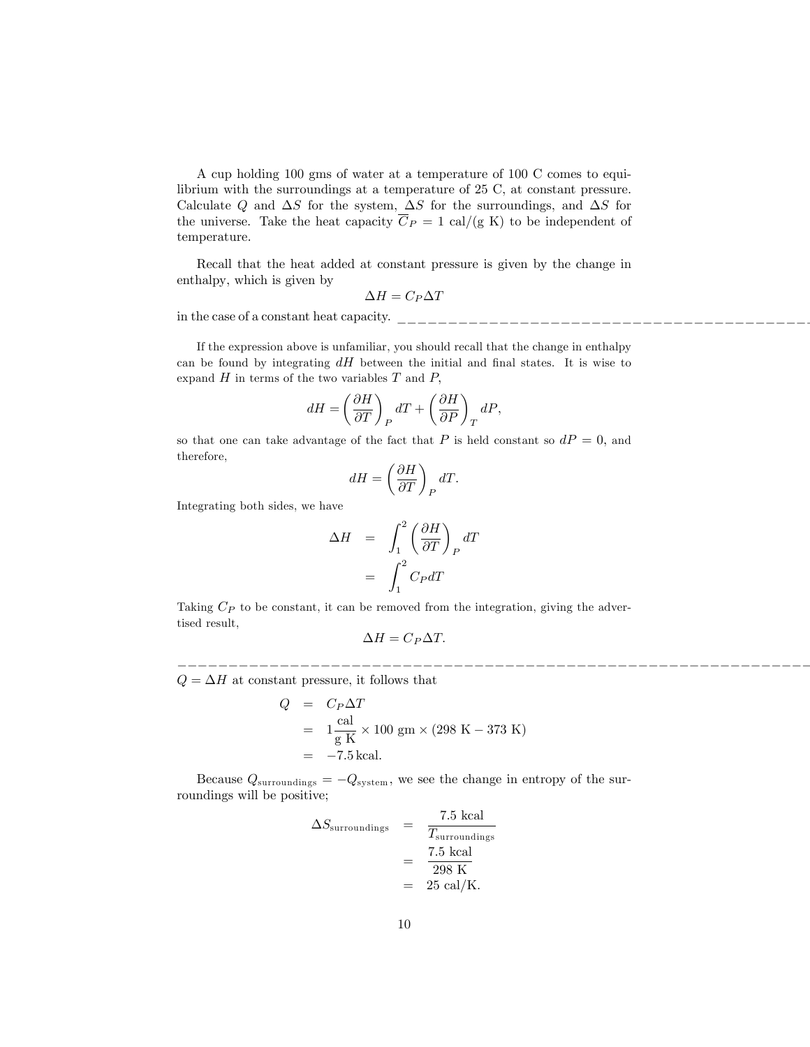A cup holding 100 gms of water at a temperature of 100 C comes to equilibrium with the surroundings at a temperature of 25 C, at constant pressure. Calculate $Q$ and $\Delta S$ for the system, $\Delta S$ for the surroundings, and $\Delta S$ for the universe. Take the heat capacity $\overline{C}_P = 1$ cal/(g K) to be independent of temperature.

Recall that the heat added at constant pressure is given by the change in enthalpy, which is given by

$$\Delta H = C_P \Delta T$$

in the case of a constant heat capacity. ---------------------------------------------

If the expression above is unfamiliar, you should recall that the change in enthalpy can be found by integrating $dH$ between the initial and final states. It is wise to expand $H$ in terms of the two variables $T$ and $P$,

$$dH = \left(\frac{\partial H}{\partial T}\right)_P dT + \left(\frac{\partial H}{\partial P}\right)_T dP,$$

so that one can take advantage of the fact that $P$ is held constant so $dP = 0$, and therefore,

$$dH = \left(\frac{\partial H}{\partial T}\right)_P dT.$$

Integrating both sides, we have

$$\begin{aligned}
\Delta H &= \int_1^2 \left(\frac{\partial H}{\partial T}\right)_P dT \\
&= \int_1^2 C_P dT
\end{aligned}$$

Taking $C_P$ to be constant, it can be removed from the integration, giving the advertised result,

$$\Delta H = C_P \Delta T.$$

---------------------------------------------------------------------------

$Q = \Delta H$ at constant pressure, it follows that

$$\begin{aligned}
Q &= C_P \Delta T \\
&= 1 \frac{\text{cal}}{\text{g K}} \times 100 \text{ gm} \times (298 \text{ K} - 373 \text{ K}) \\
&= -7.5 \,\text{kcal}.
\end{aligned}$$

Because $Q_{\text{surroundings}} = -Q_{\text{system}}$, we see the change in entropy of the surroundings will be positive;

$$\begin{aligned}
\Delta S_{\text{surroundings}} &= \frac{7.5 \text{ kcal}}{T_{\text{surroundings}}} \\
&= \frac{7.5 \text{ kcal}}{298 \text{ K}} \\
&= 25 \text{ cal/K}.
\end{aligned}$$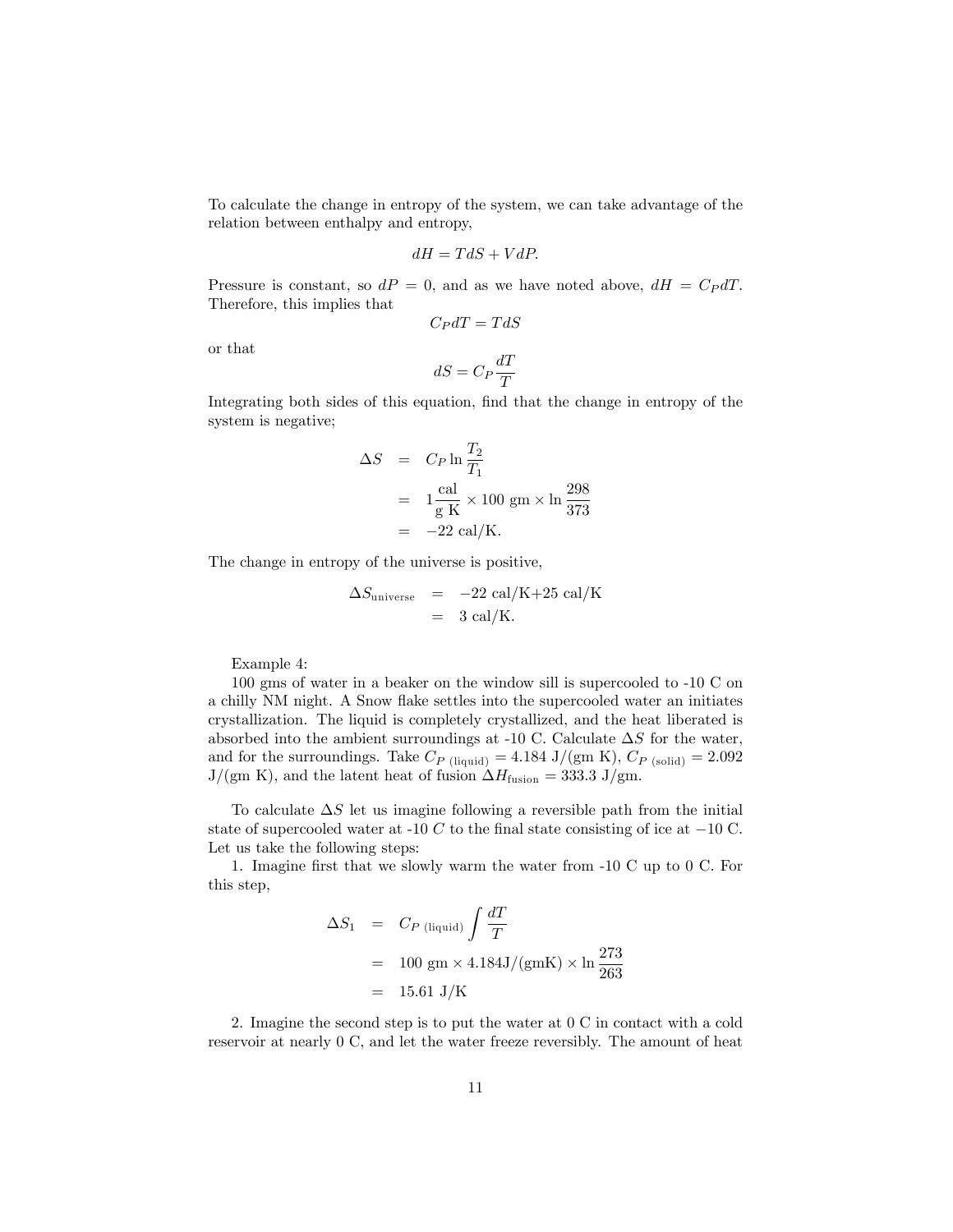To calculate the change in entropy of the system, we can take advantage of the relation between enthalpy and entropy,

$$dH = TdS + VdP.$$

Pressure is constant, so $dP = 0$, and as we have noted above, $dH = C_P dT$. Therefore, this implies that

$$C_P dT = TdS$$

or that

$$dS = C_P \frac{dT}{T}$$

Integrating both sides of this equation, find that the change in entropy of the system is negative;

$$\begin{aligned}
\Delta S &= C_P \ln \frac{T_2}{T_1} \\
&= 1 \frac{\text{cal}}{\text{g K}} \times 100 \text{ gm} \times \ln \frac{298}{373} \\
&= -22 \text{ cal/K}.
\end{aligned}$$

The change in entropy of the universe is positive,

$$\begin{aligned}
\Delta S_{\text{universe}} &= -22 \text{ cal/K} + 25 \text{ cal/K} \\
&= 3 \text{ cal/K}.
\end{aligned}$$

Example 4:

100 gms of water in a beaker on the window sill is supercooled to -10 C on a chilly NM night. A Snow flake settles into the supercooled water an initiates crystallization. The liquid is completely crystallized, and the heat liberated is absorbed into the ambient surroundings at -10 C. Calculate $\Delta S$ for the water, and for the surroundings. Take $C_{P\ (\text{liquid})} = 4.184$ J/(gm K), $C_{P\ (\text{solid})} = 2.092$ J/(gm K), and the latent heat of fusion $\Delta H_{\text{fusion}} = 333.3$ J/gm.

To calculate $\Delta S$ let us imagine following a reversible path from the initial state of supercooled water at -10 $C$ to the final state consisting of ice at $-10$ C. Let us take the following steps:

1. Imagine first that we slowly warm the water from -10 C up to 0 C. For this step,

$$\begin{aligned}
\Delta S_1 &= C_{P\ (\text{liquid})} \int \frac{dT}{T} \\
&= 100 \text{ gm} \times 4.184 \text{J/(gmK)} \times \ln \frac{273}{263} \\
&= 15.61 \text{ J/K}
\end{aligned}$$

2. Imagine the second step is to put the water at 0 C in contact with a cold reservoir at nearly 0 C, and let the water freeze reversibly. The amount of heat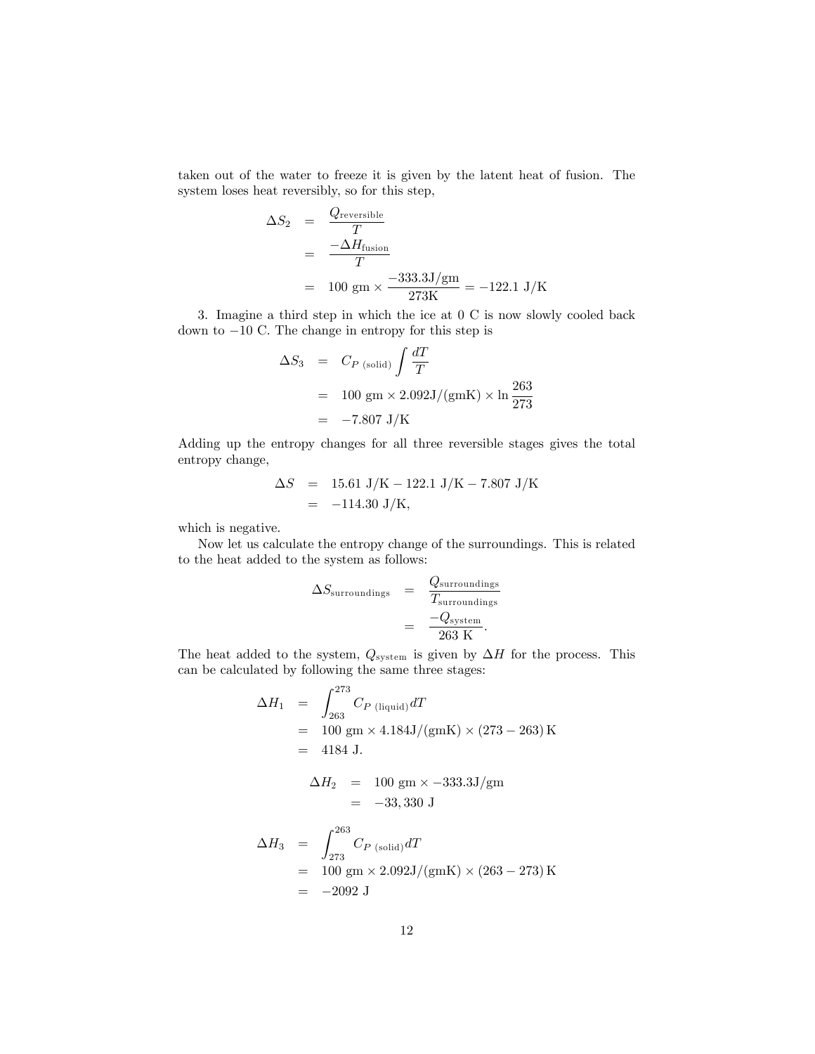taken out of the water to freeze it is given by the latent heat of fusion. The system loses heat reversibly, so for this step,

$$
\begin{aligned}
\Delta S_2 &= \frac{Q_{\text{reversible}}}{T} \\
&= \frac{-\Delta H_{\text{fusion}}}{T} \\
&= 100 \text{ gm} \times \frac{-333.3\text{J/gm}}{273\text{K}} = -122.1 \text{ J/K}
\end{aligned}
$$

3. Imagine a third step in which the ice at 0 C is now slowly cooled back down to $-10$ C. The change in entropy for this step is

$$
\begin{aligned}
\Delta S_3 &= C_{P\ (\text{solid})} \int \frac{dT}{T} \\
&= 100 \text{ gm} \times 2.092\text{J/(gmK)} \times \ln \frac{263}{273} \\
&= -7.807 \text{ J/K}
\end{aligned}
$$

Adding up the entropy changes for all three reversible stages gives the total entropy change,

$$
\begin{aligned}
\Delta S &= 15.61 \text{ J/K} - 122.1 \text{ J/K} - 7.807 \text{ J/K} \\
&= -114.30 \text{ J/K},
\end{aligned}
$$

which is negative.

Now let us calculate the entropy change of the surroundings. This is related to the heat added to the system as follows:

$$
\begin{aligned}
\Delta S_{\text{surroundings}} &= \frac{Q_{\text{surroundings}}}{T_{\text{surroundings}}} \\
&= \frac{-Q_{\text{system}}}{263 \text{ K}}.
\end{aligned}
$$

The heat added to the system, $Q_{\text{system}}$ is given by $\Delta H$ for the process. This can be calculated by following the same three stages:

$$
\begin{aligned}
\Delta H_1 &= \int_{263}^{273} C_{P\ (\text{liquid})} dT \\
&= 100 \text{ gm} \times 4.184\text{J/(gmK)} \times (273 - 263)\,\text{K} \\
&= 4184 \text{ J}.
\end{aligned}
$$

$$
\begin{aligned}
\Delta H_2 &= 100 \text{ gm} \times -333.3\text{J/gm} \\
&= -33,330 \text{ J}
\end{aligned}
$$

$$
\begin{aligned}
\Delta H_3 &= \int_{273}^{263} C_{P\ (\text{solid})} dT \\
&= 100 \text{ gm} \times 2.092\text{J/(gmK)} \times (263 - 273)\,\text{K} \\
&= -2092 \text{ J}
\end{aligned}
$$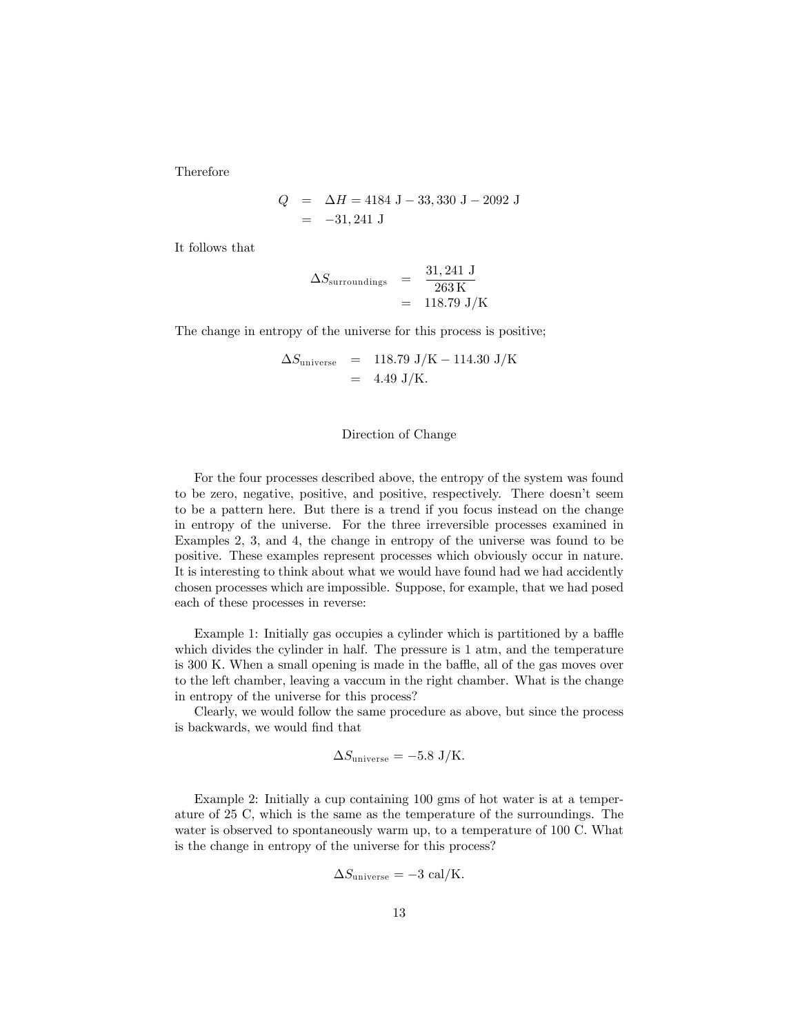Therefore

$$
\begin{aligned}
Q &= \Delta H = 4184\ \text{J} - 33,330\ \text{J} - 2092\ \text{J} \\
&= -31,241\ \text{J}
\end{aligned}
$$

It follows that

$$
\begin{aligned}
\Delta S_{\text{surroundings}} &= \frac{31,241\ \text{J}}{263\,\text{K}} \\
&= 118.79\ \text{J/K}
\end{aligned}
$$

The change in entropy of the universe for this process is positive;

$$
\begin{aligned}
\Delta S_{\text{universe}} &= 118.79\ \text{J/K} - 114.30\ \text{J/K} \\
&= 4.49\ \text{J/K}.
\end{aligned}
$$

## Direction of Change

For the four processes described above, the entropy of the system was found to be zero, negative, positive, and positive, respectively. There doesn't seem to be a pattern here. But there is a trend if you focus instead on the change in entropy of the universe. For the three irreversible processes examined in Examples 2, 3, and 4, the change in entropy of the universe was found to be positive. These examples represent processes which obviously occur in nature. It is interesting to think about what we would have found had we had accidently chosen processes which are impossible. Suppose, for example, that we had posed each of these processes in reverse:

Example 1: Initially gas occupies a cylinder which is partitioned by a baffle which divides the cylinder in half. The pressure is 1 atm, and the temperature is 300 K. When a small opening is made in the baffle, all of the gas moves over to the left chamber, leaving a vaccum in the right chamber. What is the change in entropy of the universe for this process?

Clearly, we would follow the same procedure as above, but since the process is backwards, we would find that

$$\Delta S_{\text{universe}} = -5.8\ \text{J/K}.$$

Example 2: Initially a cup containing 100 gms of hot water is at a temperature of 25 C, which is the same as the temperature of the surroundings. The water is observed to spontaneously warm up, to a temperature of 100 C. What is the change in entropy of the universe for this process?

$$\Delta S_{\text{universe}} = -3\ \text{cal/K}.$$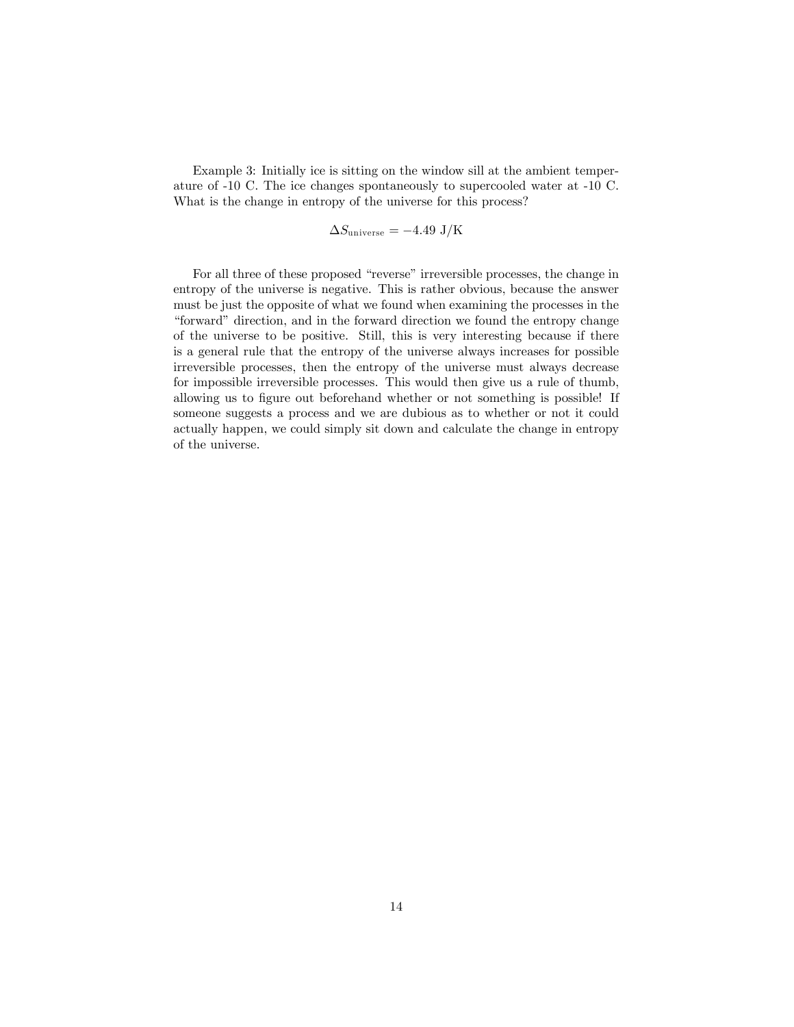Example 3: Initially ice is sitting on the window sill at the ambient temperature of -10 C. The ice changes spontaneously to supercooled water at -10 C. What is the change in entropy of the universe for this process?

$$\Delta S_{\mathrm{universe}} = -4.49 \text{ J/K}$$

For all three of these proposed "reverse" irreversible processes, the change in entropy of the universe is negative. This is rather obvious, because the answer must be just the opposite of what we found when examining the processes in the "forward" direction, and in the forward direction we found the entropy change of the universe to be positive. Still, this is very interesting because if there is a general rule that the entropy of the universe always increases for possible irreversible processes, then the entropy of the universe must always decrease for impossible irreversible processes. This would then give us a rule of thumb, allowing us to figure out beforehand whether or not something is possible! If someone suggests a process and we are dubious as to whether or not it could actually happen, we could simply sit down and calculate the change in entropy of the universe.